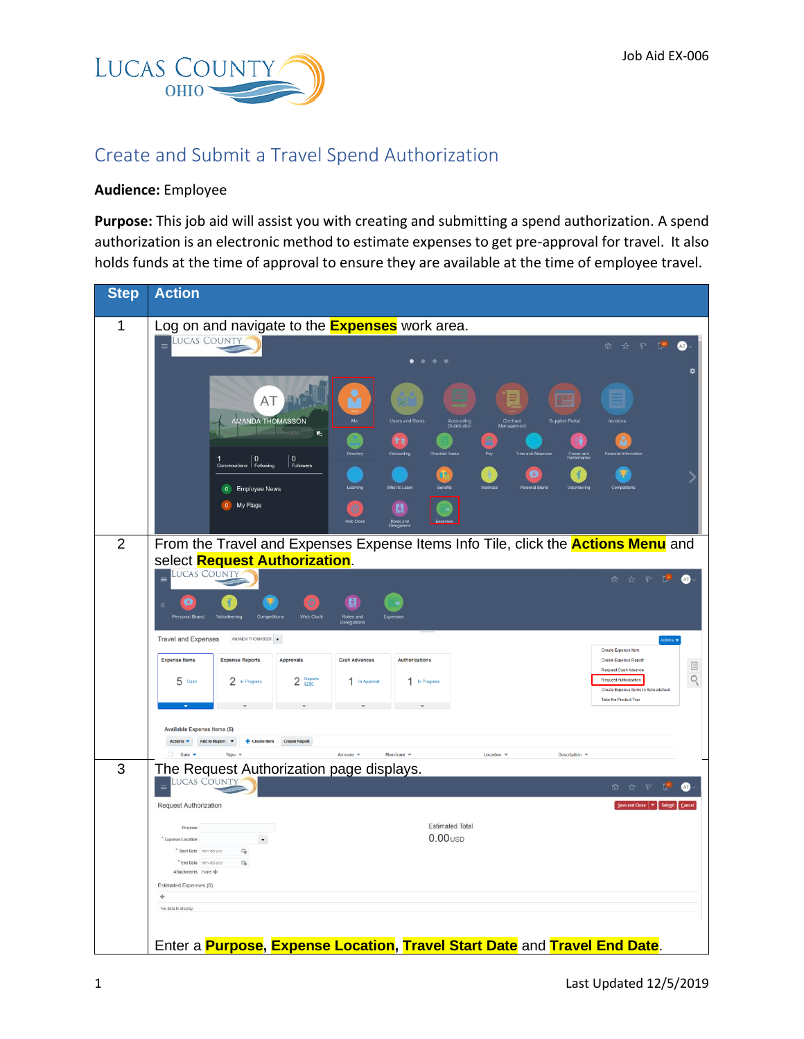Job Aid EX-006

# Create and Submit a Travel Spend Authorization

**Audience:** Employee

**Purpose:** This job aid will assist you with creating and submitting a spend authorization. A spend authorization is an electronic method to estimate expenses to get pre-approval for travel. It also holds funds at the time of approval to ensure they are available at the time of employee travel.

| Step | Action |
|---|---|
| 1 | Log on and navigate to the **Expenses** work area. |
| 2 | From the Travel and Expenses Expense Items Info Tile, click the **Actions Menu** and select **Request Authorization**. |
| 3 | The Request Authorization page displays. Enter a **Purpose**, **Expense Location**, **Travel Start Date** and **Travel End Date**. |

Last Updated 12/5/2019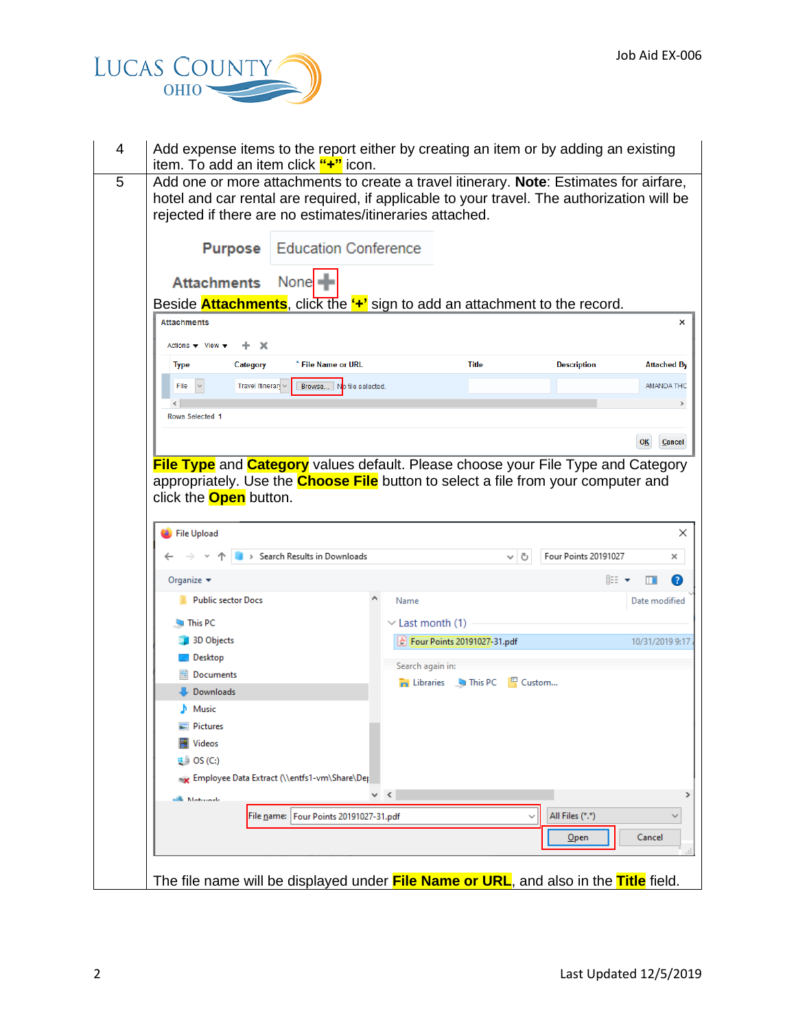| | |
|---|---|
| 4 | Add expense items to the report either by creating an item or by adding an existing item. To add an item click **"+"** icon. |
| 5 | Add one or more attachments to create a travel itinerary. **Note**: Estimates for airfare, hotel and car rental are required, if applicable to your travel. The authorization will be rejected if there are no estimates/itineraries attached.<br><br>Purpose Education Conference<br><br>Attachments None<br><br>Beside **Attachments**, click the **'+'** sign to add an attachment to the record.<br><br>**File Type** and **Category** values default. Please choose your File Type and Category appropriately. Use the **Choose File** button to select a file from your computer and click the **Open** button.<br><br>The file name will be displayed under **File Name or URL**, and also in the **Title** field. |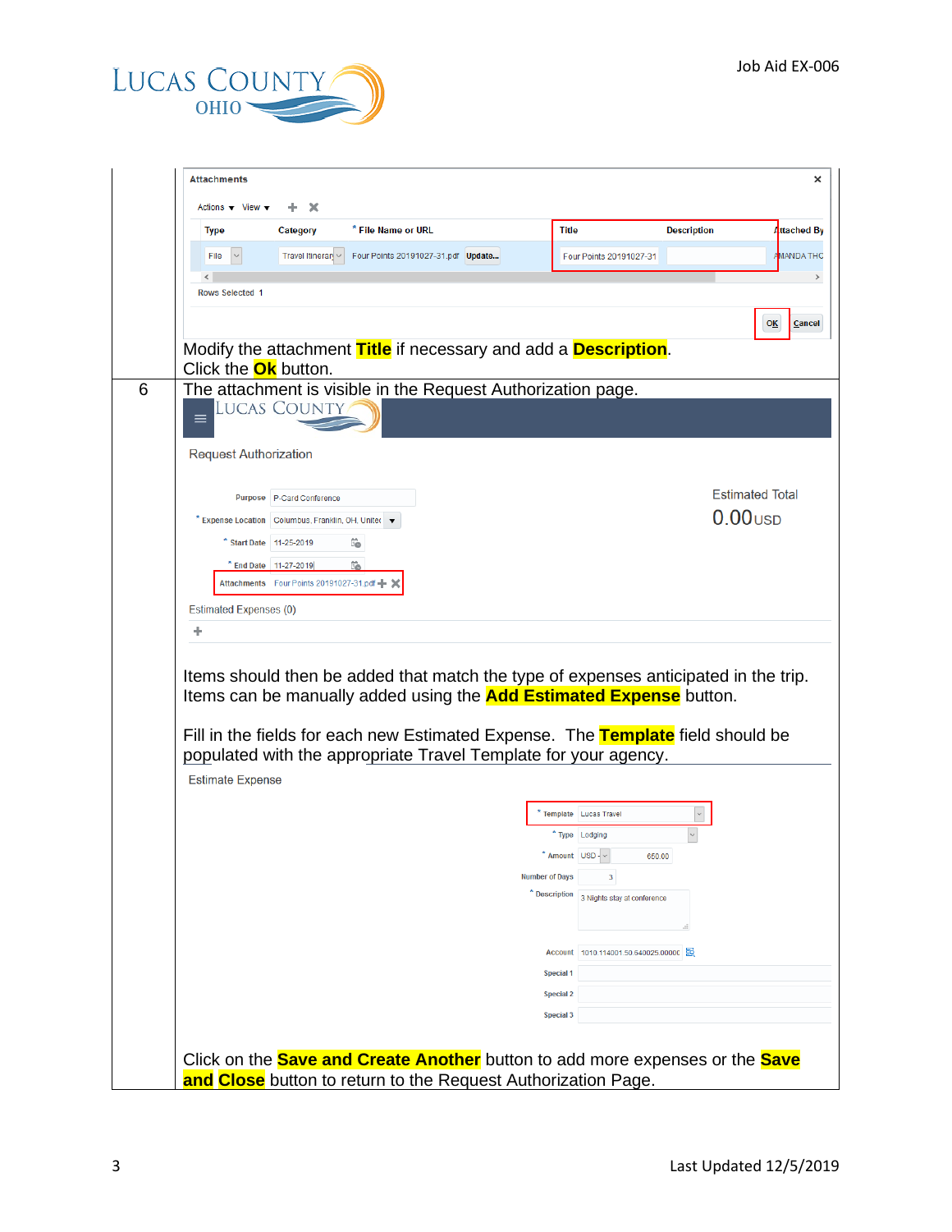| | |
|---|---|
| | Modify the attachment **Title** if necessary and add a **Description**.<br>Click the **Ok** button. |
| 6 | The attachment is visible in the Request Authorization page.<br><br>Items should then be added that match the type of expenses anticipated in the trip. Items can be manually added using the **Add Estimated Expense** button.<br><br>Fill in the fields for each new Estimated Expense. The **Template** field should be populated with the appropriate Travel Template for your agency.<br><br>Click on the **Save and Create Another** button to add more expenses or the **Save and Close** button to return to the Request Authorization Page. |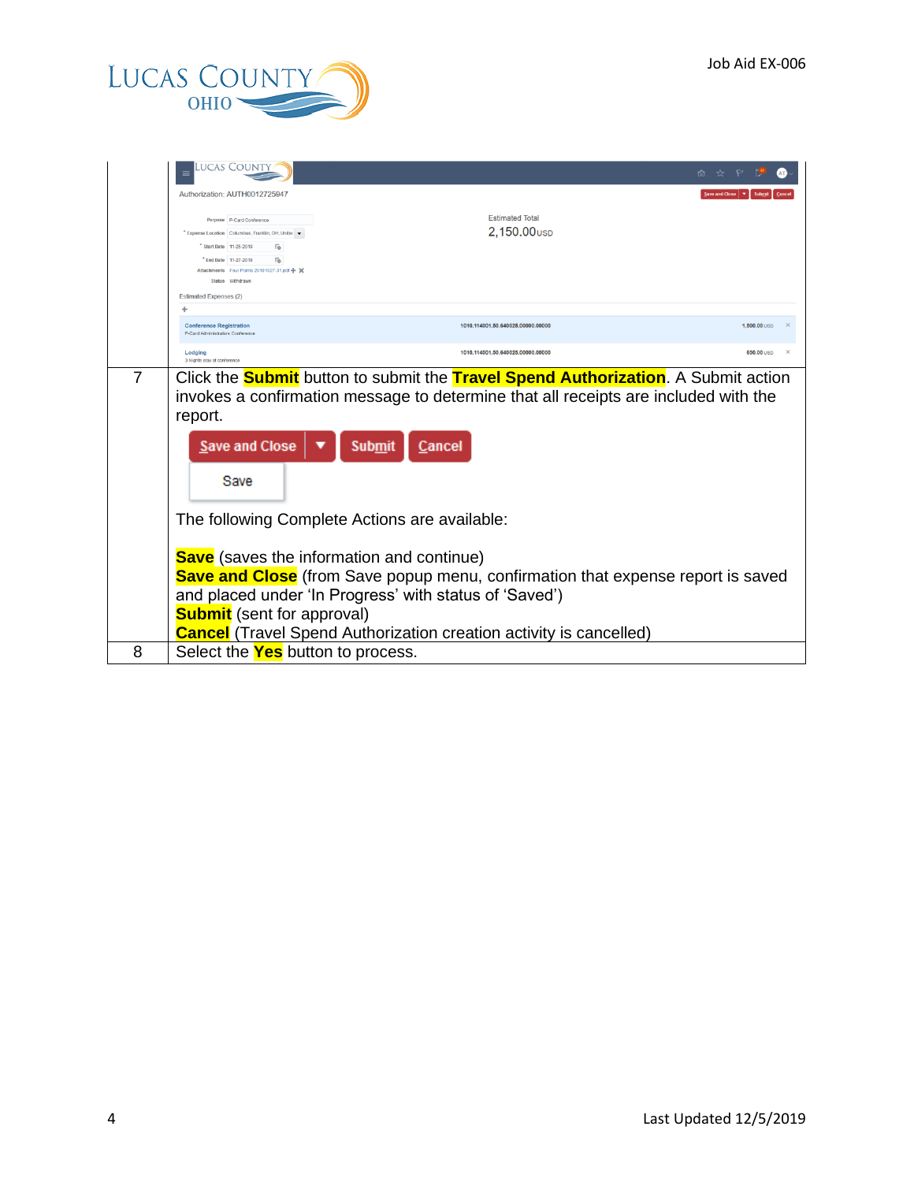| | |
|---|---|
| | |
| 7 | Click the **Submit** button to submit the **Travel Spend Authorization**. A Submit action invokes a confirmation message to determine that all receipts are included with the report.<br><br>The following Complete Actions are available:<br><br>**Save** (saves the information and continue)<br>**Save and Close** (from Save popup menu, confirmation that expense report is saved and placed under 'In Progress' with status of 'Saved')<br>**Submit** (sent for approval)<br>**Cancel** (Travel Spend Authorization creation activity is cancelled) |
| 8 | Select the **Yes** button to process. |